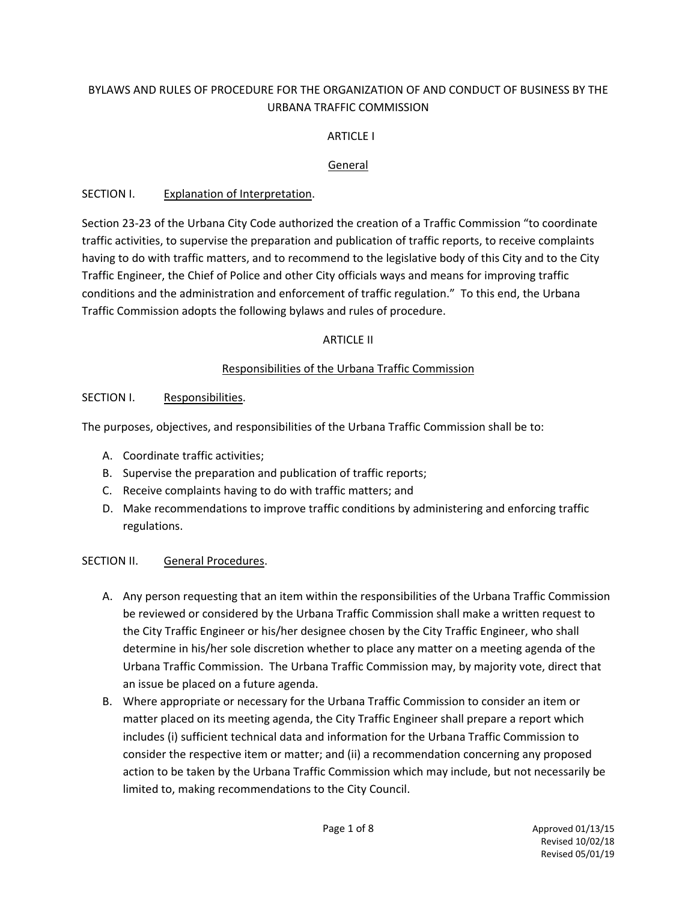# BYLAWS AND RULES OF PROCEDURE FOR THE ORGANIZATION OF AND CONDUCT OF BUSINESS BY THE URBANA TRAFFIC COMMISSION

## ARTICLE I

### General

SECTION I. Explanation of Interpretation.

Section 23-23 of the Urbana City Code authorized the creation of a Traffic Commission "to coordinate traffic activities, to supervise the preparation and publication of traffic reports, to receive complaints having to do with traffic matters, and to recommend to the legislative body of this City and to the City Traffic Engineer, the Chief of Police and other City officials ways and means for improving traffic conditions and the administration and enforcement of traffic regulation." To this end, the Urbana Traffic Commission adopts the following bylaws and rules of procedure.

## ARTICLE II

### Responsibilities of the Urbana Traffic Commission

SECTION I. Responsibilities.

The purposes, objectives, and responsibilities of the Urbana Traffic Commission shall be to:

A. Coordinate traffic activities;
B. Supervise the preparation and publication of traffic reports;
C. Receive complaints having to do with traffic matters; and
D. Make recommendations to improve traffic conditions by administering and enforcing traffic regulations.

SECTION II. General Procedures.

A. Any person requesting that an item within the responsibilities of the Urbana Traffic Commission be reviewed or considered by the Urbana Traffic Commission shall make a written request to the City Traffic Engineer or his/her designee chosen by the City Traffic Engineer, who shall determine in his/her sole discretion whether to place any matter on a meeting agenda of the Urbana Traffic Commission. The Urbana Traffic Commission may, by majority vote, direct that an issue be placed on a future agenda.
B. Where appropriate or necessary for the Urbana Traffic Commission to consider an item or matter placed on its meeting agenda, the City Traffic Engineer shall prepare a report which includes (i) sufficient technical data and information for the Urbana Traffic Commission to consider the respective item or matter; and (ii) a recommendation concerning any proposed action to be taken by the Urbana Traffic Commission which may include, but not necessarily be limited to, making recommendations to the City Council.

Approved 01/13/15
Revised 10/02/18
Revised 05/01/19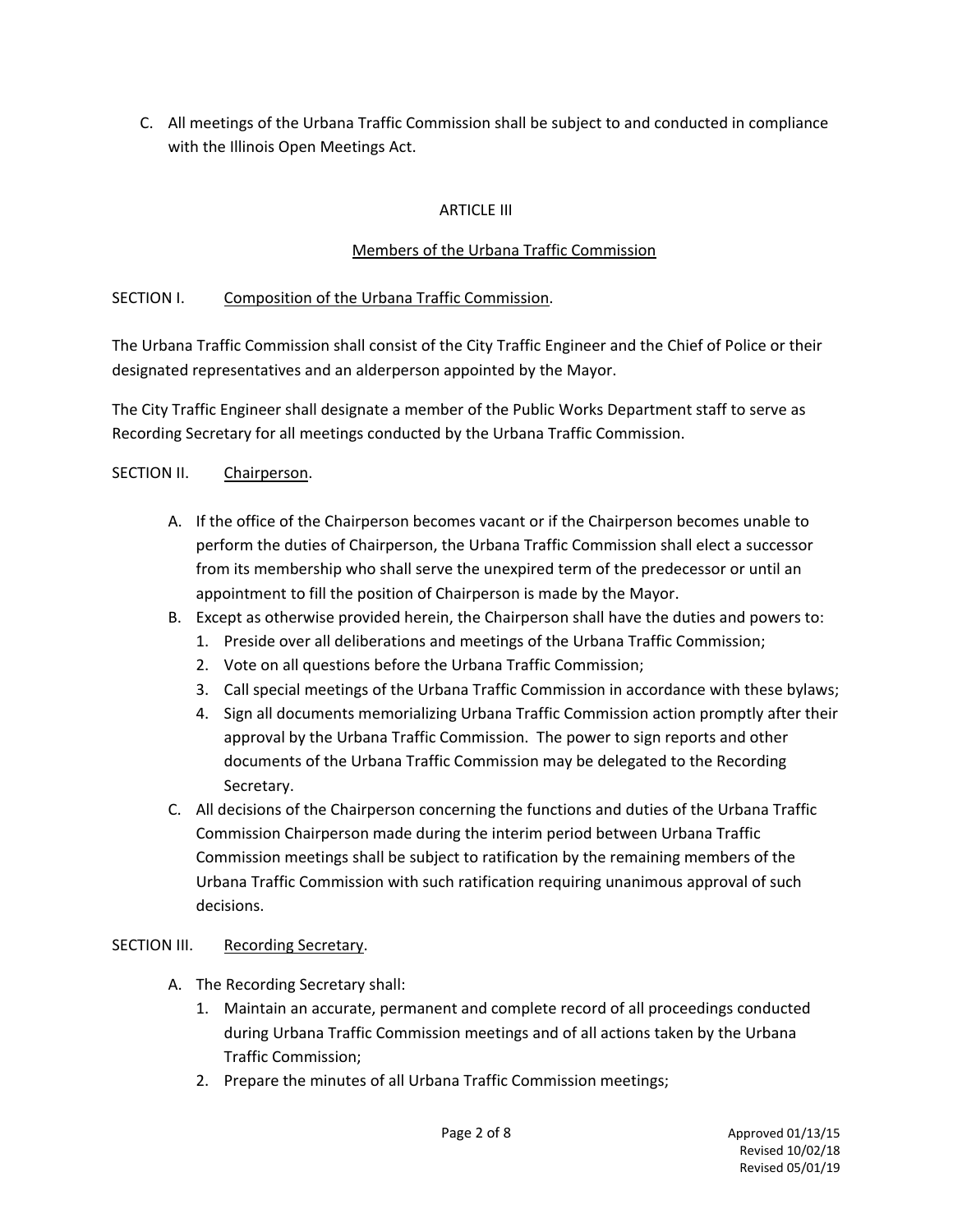C. All meetings of the Urbana Traffic Commission shall be subject to and conducted in compliance with the Illinois Open Meetings Act.

## ARTICLE III

## Members of the Urbana Traffic Commission

### SECTION I. Composition of the Urbana Traffic Commission.

The Urbana Traffic Commission shall consist of the City Traffic Engineer and the Chief of Police or their designated representatives and an alderperson appointed by the Mayor.

The City Traffic Engineer shall designate a member of the Public Works Department staff to serve as Recording Secretary for all meetings conducted by the Urbana Traffic Commission.

### SECTION II. Chairperson.

A. If the office of the Chairperson becomes vacant or if the Chairperson becomes unable to perform the duties of Chairperson, the Urbana Traffic Commission shall elect a successor from its membership who shall serve the unexpired term of the predecessor or until an appointment to fill the position of Chairperson is made by the Mayor.

B. Except as otherwise provided herein, the Chairperson shall have the duties and powers to:
   1. Preside over all deliberations and meetings of the Urbana Traffic Commission;
   2. Vote on all questions before the Urbana Traffic Commission;
   3. Call special meetings of the Urbana Traffic Commission in accordance with these bylaws;
   4. Sign all documents memorializing Urbana Traffic Commission action promptly after their approval by the Urbana Traffic Commission. The power to sign reports and other documents of the Urbana Traffic Commission may be delegated to the Recording Secretary.

C. All decisions of the Chairperson concerning the functions and duties of the Urbana Traffic Commission Chairperson made during the interim period between Urbana Traffic Commission meetings shall be subject to ratification by the remaining members of the Urbana Traffic Commission with such ratification requiring unanimous approval of such decisions.

### SECTION III. Recording Secretary.

A. The Recording Secretary shall:
   1. Maintain an accurate, permanent and complete record of all proceedings conducted during Urbana Traffic Commission meetings and of all actions taken by the Urbana Traffic Commission;
   2. Prepare the minutes of all Urbana Traffic Commission meetings;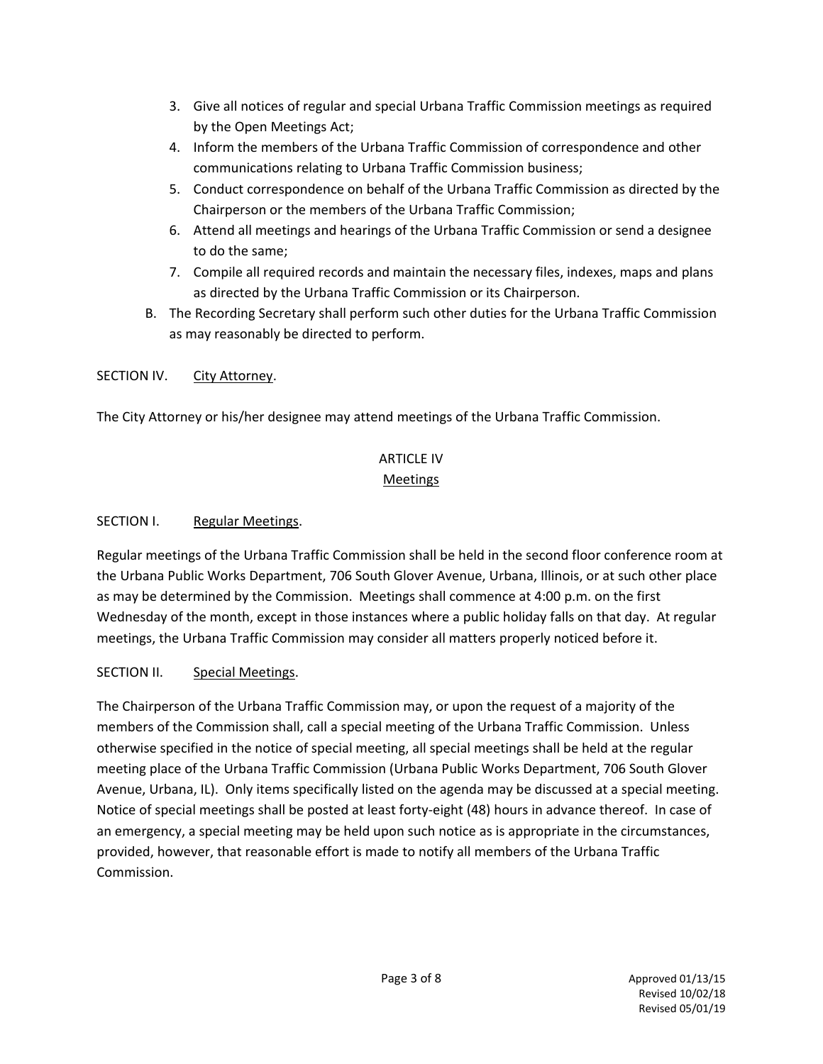3. Give all notices of regular and special Urbana Traffic Commission meetings as required by the Open Meetings Act;
4. Inform the members of the Urbana Traffic Commission of correspondence and other communications relating to Urbana Traffic Commission business;
5. Conduct correspondence on behalf of the Urbana Traffic Commission as directed by the Chairperson or the members of the Urbana Traffic Commission;
6. Attend all meetings and hearings of the Urbana Traffic Commission or send a designee to do the same;
7. Compile all required records and maintain the necessary files, indexes, maps and plans as directed by the Urbana Traffic Commission or its Chairperson.

B. The Recording Secretary shall perform such other duties for the Urbana Traffic Commission as may reasonably be directed to perform.

SECTION IV. City Attorney.

The City Attorney or his/her designee may attend meetings of the Urbana Traffic Commission.

## ARTICLE IV
## Meetings

SECTION I. Regular Meetings.

Regular meetings of the Urbana Traffic Commission shall be held in the second floor conference room at the Urbana Public Works Department, 706 South Glover Avenue, Urbana, Illinois, or at such other place as may be determined by the Commission. Meetings shall commence at 4:00 p.m. on the first Wednesday of the month, except in those instances where a public holiday falls on that day. At regular meetings, the Urbana Traffic Commission may consider all matters properly noticed before it.

SECTION II. Special Meetings.

The Chairperson of the Urbana Traffic Commission may, or upon the request of a majority of the members of the Commission shall, call a special meeting of the Urbana Traffic Commission. Unless otherwise specified in the notice of special meeting, all special meetings shall be held at the regular meeting place of the Urbana Traffic Commission (Urbana Public Works Department, 706 South Glover Avenue, Urbana, IL). Only items specifically listed on the agenda may be discussed at a special meeting. Notice of special meetings shall be posted at least forty-eight (48) hours in advance thereof. In case of an emergency, a special meeting may be held upon such notice as is appropriate in the circumstances, provided, however, that reasonable effort is made to notify all members of the Urbana Traffic Commission.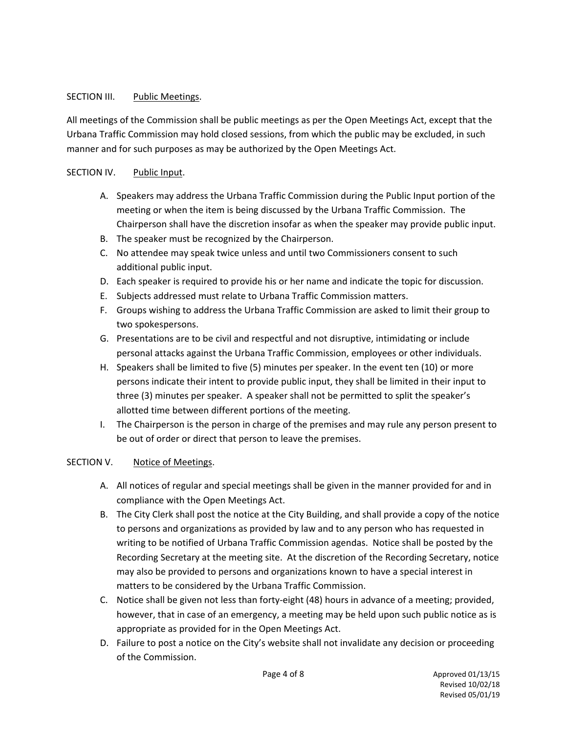## SECTION III. Public Meetings.

All meetings of the Commission shall be public meetings as per the Open Meetings Act, except that the Urbana Traffic Commission may hold closed sessions, from which the public may be excluded, in such manner and for such purposes as may be authorized by the Open Meetings Act.

## SECTION IV. Public Input.

A. Speakers may address the Urbana Traffic Commission during the Public Input portion of the meeting or when the item is being discussed by the Urbana Traffic Commission. The Chairperson shall have the discretion insofar as when the speaker may provide public input.
B. The speaker must be recognized by the Chairperson.
C. No attendee may speak twice unless and until two Commissioners consent to such additional public input.
D. Each speaker is required to provide his or her name and indicate the topic for discussion.
E. Subjects addressed must relate to Urbana Traffic Commission matters.
F. Groups wishing to address the Urbana Traffic Commission are asked to limit their group to two spokespersons.
G. Presentations are to be civil and respectful and not disruptive, intimidating or include personal attacks against the Urbana Traffic Commission, employees or other individuals.
H. Speakers shall be limited to five (5) minutes per speaker. In the event ten (10) or more persons indicate their intent to provide public input, they shall be limited in their input to three (3) minutes per speaker. A speaker shall not be permitted to split the speaker's allotted time between different portions of the meeting.
I. The Chairperson is the person in charge of the premises and may rule any person present to be out of order or direct that person to leave the premises.

## SECTION V. Notice of Meetings.

A. All notices of regular and special meetings shall be given in the manner provided for and in compliance with the Open Meetings Act.
B. The City Clerk shall post the notice at the City Building, and shall provide a copy of the notice to persons and organizations as provided by law and to any person who has requested in writing to be notified of Urbana Traffic Commission agendas. Notice shall be posted by the Recording Secretary at the meeting site. At the discretion of the Recording Secretary, notice may also be provided to persons and organizations known to have a special interest in matters to be considered by the Urbana Traffic Commission.
C. Notice shall be given not less than forty-eight (48) hours in advance of a meeting; provided, however, that in case of an emergency, a meeting may be held upon such public notice as is appropriate as provided for in the Open Meetings Act.
D. Failure to post a notice on the City's website shall not invalidate any decision or proceeding of the Commission.

Approved 01/13/15
Revised 10/02/18
Revised 05/01/19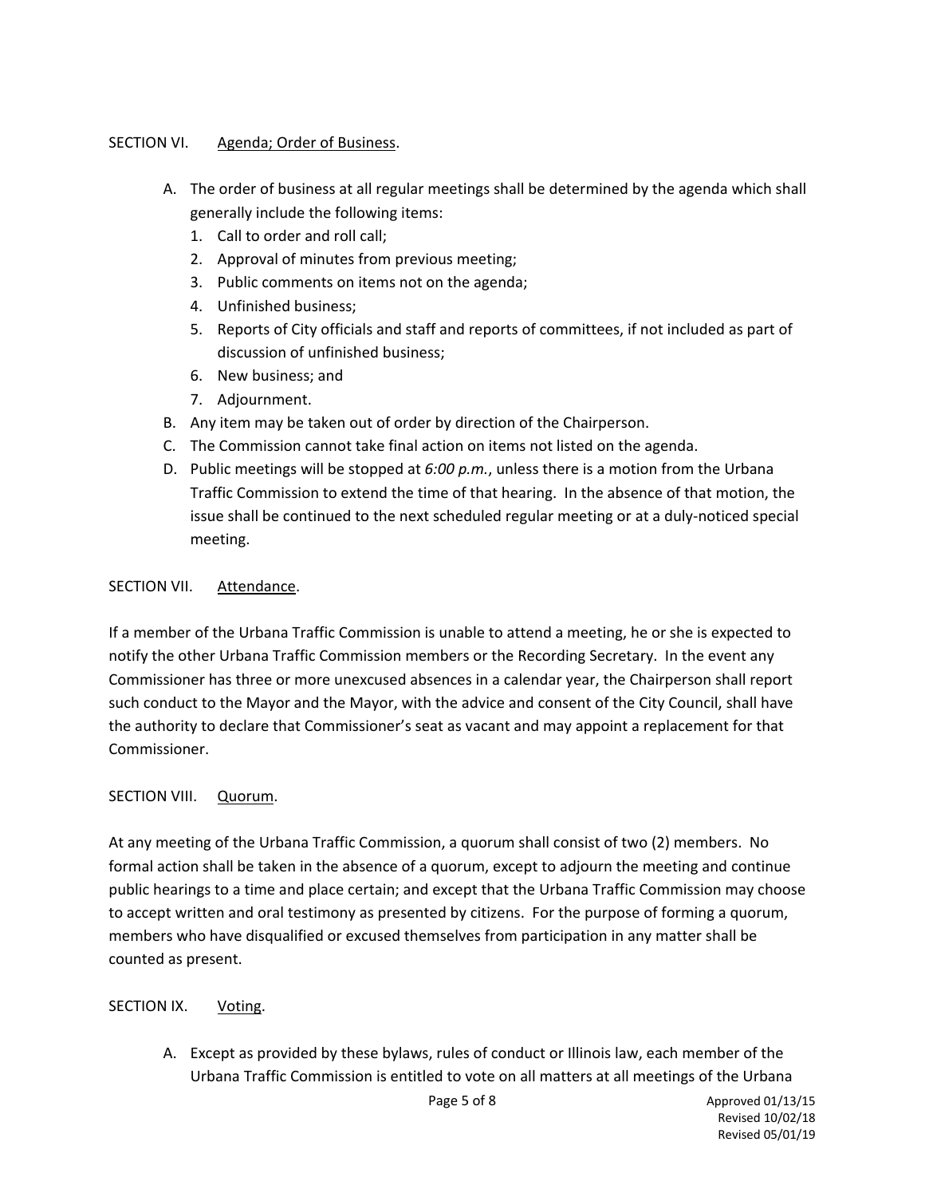SECTION VI. Agenda; Order of Business.

A. The order of business at all regular meetings shall be determined by the agenda which shall generally include the following items:
   1. Call to order and roll call;
   2. Approval of minutes from previous meeting;
   3. Public comments on items not on the agenda;
   4. Unfinished business;
   5. Reports of City officials and staff and reports of committees, if not included as part of discussion of unfinished business;
   6. New business; and
   7. Adjournment.
B. Any item may be taken out of order by direction of the Chairperson.
C. The Commission cannot take final action on items not listed on the agenda.
D. Public meetings will be stopped at *6:00 p.m.*, unless there is a motion from the Urbana Traffic Commission to extend the time of that hearing. In the absence of that motion, the issue shall be continued to the next scheduled regular meeting or at a duly-noticed special meeting.

SECTION VII. Attendance.

If a member of the Urbana Traffic Commission is unable to attend a meeting, he or she is expected to notify the other Urbana Traffic Commission members or the Recording Secretary. In the event any Commissioner has three or more unexcused absences in a calendar year, the Chairperson shall report such conduct to the Mayor and the Mayor, with the advice and consent of the City Council, shall have the authority to declare that Commissioner's seat as vacant and may appoint a replacement for that Commissioner.

SECTION VIII. Quorum.

At any meeting of the Urbana Traffic Commission, a quorum shall consist of two (2) members. No formal action shall be taken in the absence of a quorum, except to adjourn the meeting and continue public hearings to a time and place certain; and except that the Urbana Traffic Commission may choose to accept written and oral testimony as presented by citizens. For the purpose of forming a quorum, members who have disqualified or excused themselves from participation in any matter shall be counted as present.

SECTION IX. Voting.

A. Except as provided by these bylaws, rules of conduct or Illinois law, each member of the Urbana Traffic Commission is entitled to vote on all matters at all meetings of the Urbana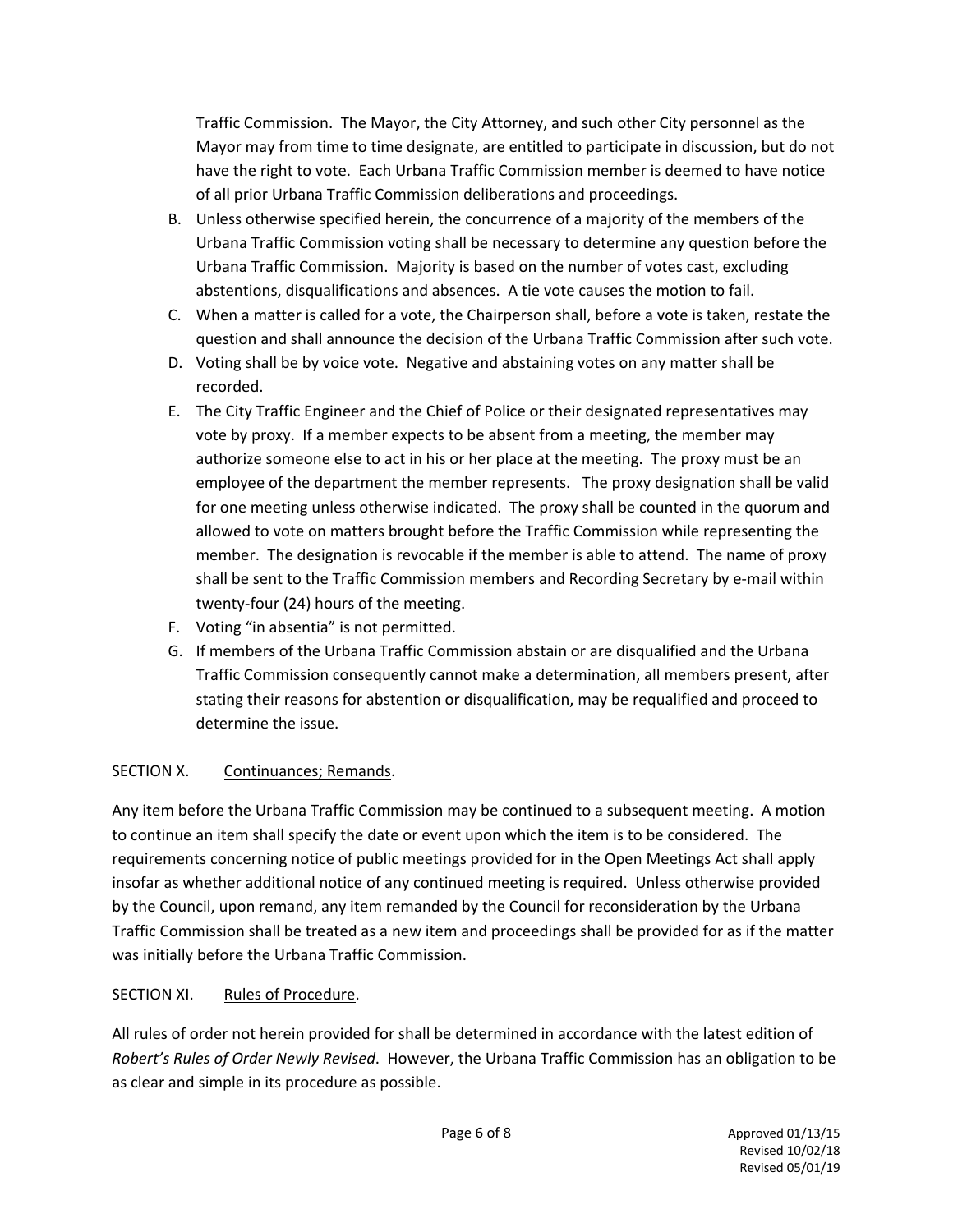Traffic Commission. The Mayor, the City Attorney, and such other City personnel as the Mayor may from time to time designate, are entitled to participate in discussion, but do not have the right to vote. Each Urbana Traffic Commission member is deemed to have notice of all prior Urbana Traffic Commission deliberations and proceedings.

B. Unless otherwise specified herein, the concurrence of a majority of the members of the Urbana Traffic Commission voting shall be necessary to determine any question before the Urbana Traffic Commission. Majority is based on the number of votes cast, excluding abstentions, disqualifications and absences. A tie vote causes the motion to fail.
C. When a matter is called for a vote, the Chairperson shall, before a vote is taken, restate the question and shall announce the decision of the Urbana Traffic Commission after such vote.
D. Voting shall be by voice vote. Negative and abstaining votes on any matter shall be recorded.
E. The City Traffic Engineer and the Chief of Police or their designated representatives may vote by proxy. If a member expects to be absent from a meeting, the member may authorize someone else to act in his or her place at the meeting. The proxy must be an employee of the department the member represents. The proxy designation shall be valid for one meeting unless otherwise indicated. The proxy shall be counted in the quorum and allowed to vote on matters brought before the Traffic Commission while representing the member. The designation is revocable if the member is able to attend. The name of proxy shall be sent to the Traffic Commission members and Recording Secretary by e-mail within twenty-four (24) hours of the meeting.
F. Voting "in absentia" is not permitted.
G. If members of the Urbana Traffic Commission abstain or are disqualified and the Urbana Traffic Commission consequently cannot make a determination, all members present, after stating their reasons for abstention or disqualification, may be requalified and proceed to determine the issue.

SECTION X. Continuances; Remands.

Any item before the Urbana Traffic Commission may be continued to a subsequent meeting. A motion to continue an item shall specify the date or event upon which the item is to be considered. The requirements concerning notice of public meetings provided for in the Open Meetings Act shall apply insofar as whether additional notice of any continued meeting is required. Unless otherwise provided by the Council, upon remand, any item remanded by the Council for reconsideration by the Urbana Traffic Commission shall be treated as a new item and proceedings shall be provided for as if the matter was initially before the Urbana Traffic Commission.

SECTION XI. Rules of Procedure.

All rules of order not herein provided for shall be determined in accordance with the latest edition of *Robert's Rules of Order Newly Revised*. However, the Urbana Traffic Commission has an obligation to be as clear and simple in its procedure as possible.

Approved 01/13/15
Revised 10/02/18
Revised 05/01/19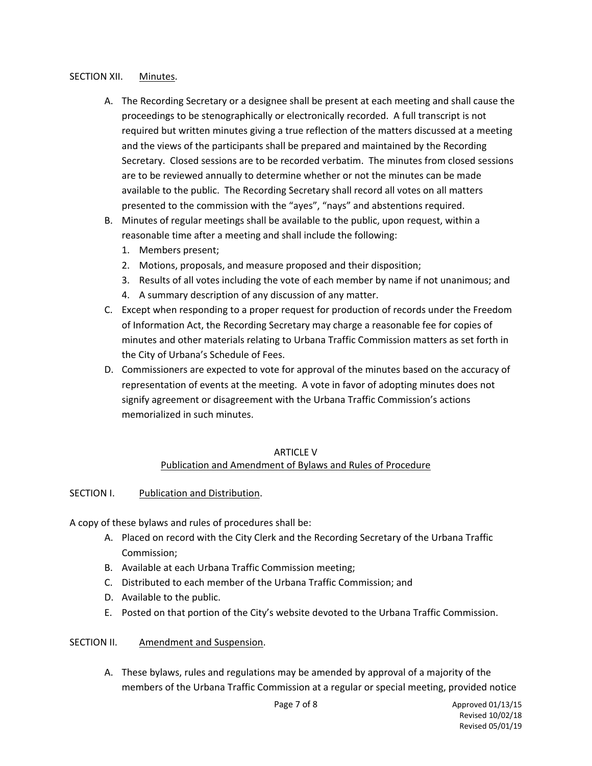SECTION XII. Minutes.

A. The Recording Secretary or a designee shall be present at each meeting and shall cause the proceedings to be stenographically or electronically recorded. A full transcript is not required but written minutes giving a true reflection of the matters discussed at a meeting and the views of the participants shall be prepared and maintained by the Recording Secretary. Closed sessions are to be recorded verbatim. The minutes from closed sessions are to be reviewed annually to determine whether or not the minutes can be made available to the public. The Recording Secretary shall record all votes on all matters presented to the commission with the "ayes", "nays" and abstentions required.
B. Minutes of regular meetings shall be available to the public, upon request, within a reasonable time after a meeting and shall include the following:
   1. Members present;
   2. Motions, proposals, and measure proposed and their disposition;
   3. Results of all votes including the vote of each member by name if not unanimous; and
   4. A summary description of any discussion of any matter.
C. Except when responding to a proper request for production of records under the Freedom of Information Act, the Recording Secretary may charge a reasonable fee for copies of minutes and other materials relating to Urbana Traffic Commission matters as set forth in the City of Urbana's Schedule of Fees.
D. Commissioners are expected to vote for approval of the minutes based on the accuracy of representation of events at the meeting. A vote in favor of adopting minutes does not signify agreement or disagreement with the Urbana Traffic Commission's actions memorialized in such minutes.

## ARTICLE V
## Publication and Amendment of Bylaws and Rules of Procedure

SECTION I. Publication and Distribution.

A copy of these bylaws and rules of procedures shall be:

A. Placed on record with the City Clerk and the Recording Secretary of the Urbana Traffic Commission;
B. Available at each Urbana Traffic Commission meeting;
C. Distributed to each member of the Urbana Traffic Commission; and
D. Available to the public.
E. Posted on that portion of the City's website devoted to the Urbana Traffic Commission.

SECTION II. Amendment and Suspension.

A. These bylaws, rules and regulations may be amended by approval of a majority of the members of the Urbana Traffic Commission at a regular or special meeting, provided notice

Approved 01/13/15
Revised 10/02/18
Revised 05/01/19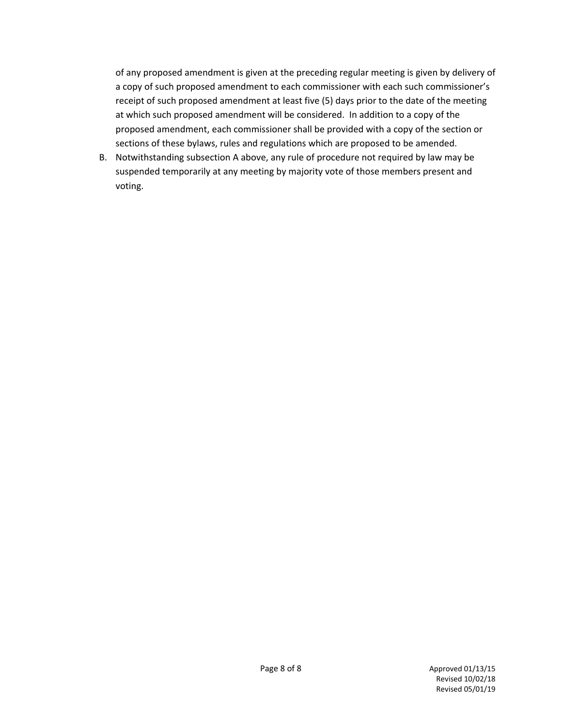of any proposed amendment is given at the preceding regular meeting is given by delivery of a copy of such proposed amendment to each commissioner with each such commissioner's receipt of such proposed amendment at least five (5) days prior to the date of the meeting at which such proposed amendment will be considered. In addition to a copy of the proposed amendment, each commissioner shall be provided with a copy of the section or sections of these bylaws, rules and regulations which are proposed to be amended.

B. Notwithstanding subsection A above, any rule of procedure not required by law may be suspended temporarily at any meeting by majority vote of those members present and voting.

Approved 01/13/15
Revised 10/02/18
Revised 05/01/19